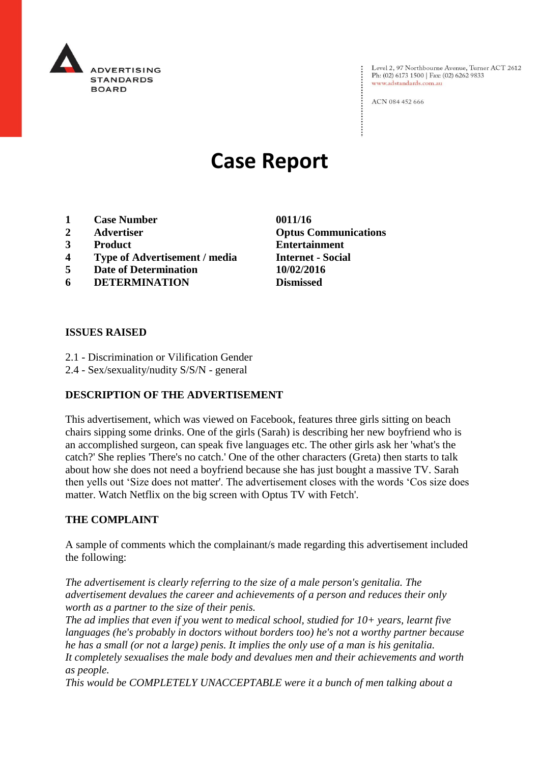ADVERTISING STANDARDS BOARD

Level 2, 97 Northbourne Avenue, Turner ACT 2612
Ph: (02) 6173 1500 | Fax: (02) 6262 9833
www.adstandards.com.au

ACN 084 452 666

# Case Report

| | | |
|---|---|---|
| **1** | **Case Number** | **0011/16** |
| **2** | **Advertiser** | **Optus Communications** |
| **3** | **Product** | **Entertainment** |
| **4** | **Type of Advertisement / media** | **Internet - Social** |
| **5** | **Date of Determination** | **10/02/2016** |
| **6** | **DETERMINATION** | **Dismissed** |

**ISSUES RAISED**

2.1 - Discrimination or Vilification Gender
2.4 - Sex/sexuality/nudity S/S/N - general

**DESCRIPTION OF THE ADVERTISEMENT**

This advertisement, which was viewed on Facebook, features three girls sitting on beach chairs sipping some drinks. One of the girls (Sarah) is describing her new boyfriend who is an accomplished surgeon, can speak five languages etc. The other girls ask her 'what's the catch?' She replies 'There's no catch.' One of the other characters (Greta) then starts to talk about how she does not need a boyfriend because she has just bought a massive TV. Sarah then yells out 'Size does not matter'. The advertisement closes with the words 'Cos size does matter. Watch Netflix on the big screen with Optus TV with Fetch'.

**THE COMPLAINT**

A sample of comments which the complainant/s made regarding this advertisement included the following:

*The advertisement is clearly referring to the size of a male person's genitalia. The advertisement devalues the career and achievements of a person and reduces their only worth as a partner to the size of their penis.*
*The ad implies that even if you went to medical school, studied for 10+ years, learnt five languages (he's probably in doctors without borders too) he's not a worthy partner because he has a small (or not a large) penis. It implies the only use of a man is his genitalia.*
*It completely sexualises the male body and devalues men and their achievements and worth as people.*
*This would be COMPLETELY UNACCEPTABLE were it a bunch of men talking about a*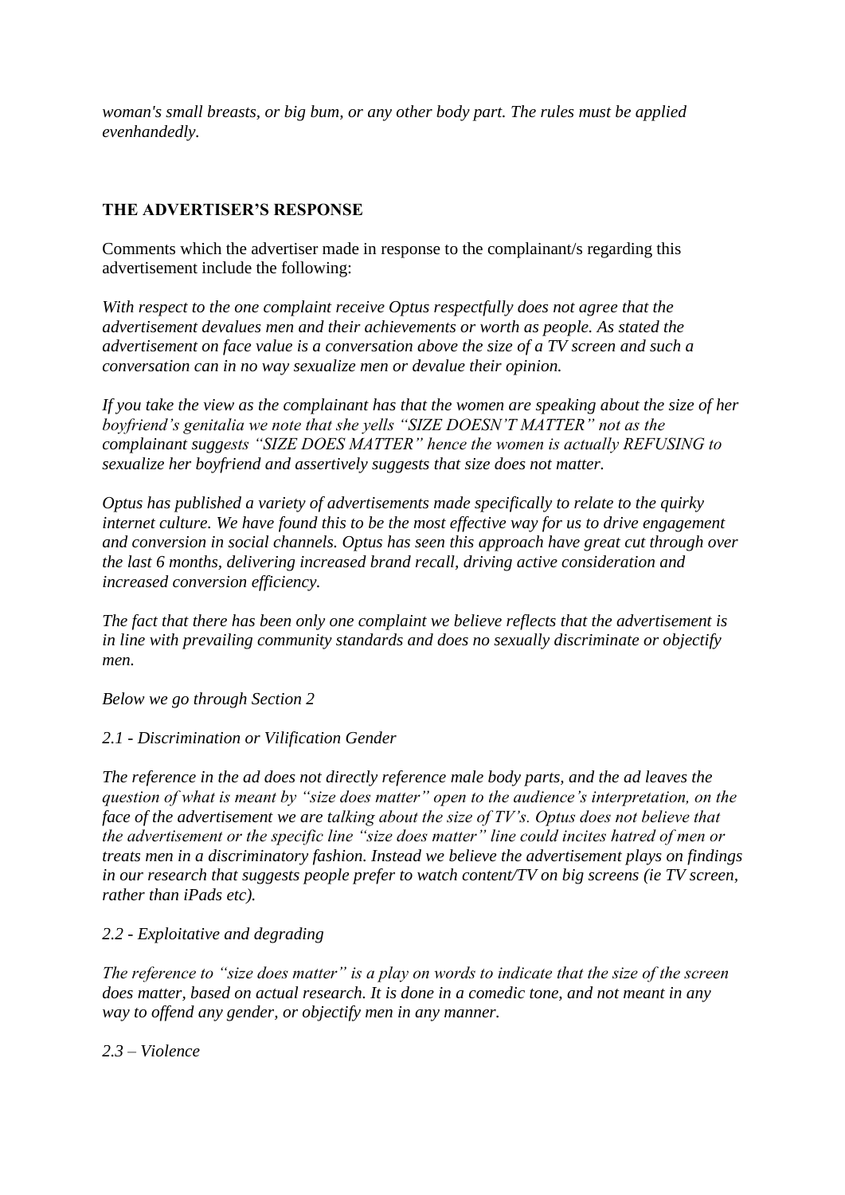*woman's small breasts, or big bum, or any other body part. The rules must be applied evenhandedly.*

## THE ADVERTISER'S RESPONSE

Comments which the advertiser made in response to the complainant/s regarding this advertisement include the following:

*With respect to the one complaint receive Optus respectfully does not agree that the advertisement devalues men and their achievements or worth as people. As stated the advertisement on face value is a conversation above the size of a TV screen and such a conversation can in no way sexualize men or devalue their opinion.*

*If you take the view as the complainant has that the women are speaking about the size of her boyfriend's genitalia we note that she yells "SIZE DOESN'T MATTER" not as the complainant suggests "SIZE DOES MATTER" hence the women is actually REFUSING to sexualize her boyfriend and assertively suggests that size does not matter.*

*Optus has published a variety of advertisements made specifically to relate to the quirky internet culture. We have found this to be the most effective way for us to drive engagement and conversion in social channels. Optus has seen this approach have great cut through over the last 6 months, delivering increased brand recall, driving active consideration and increased conversion efficiency.*

*The fact that there has been only one complaint we believe reflects that the advertisement is in line with prevailing community standards and does no sexually discriminate or objectify men.*

*Below we go through Section 2*

*2.1 - Discrimination or Vilification Gender*

*The reference in the ad does not directly reference male body parts, and the ad leaves the question of what is meant by "size does matter" open to the audience's interpretation, on the face of the advertisement we are talking about the size of TV's. Optus does not believe that the advertisement or the specific line "size does matter" line could incites hatred of men or treats men in a discriminatory fashion. Instead we believe the advertisement plays on findings in our research that suggests people prefer to watch content/TV on big screens (ie TV screen, rather than iPads etc).*

*2.2 - Exploitative and degrading*

*The reference to "size does matter" is a play on words to indicate that the size of the screen does matter, based on actual research. It is done in a comedic tone, and not meant in any way to offend any gender, or objectify men in any manner.*

*2.3 – Violence*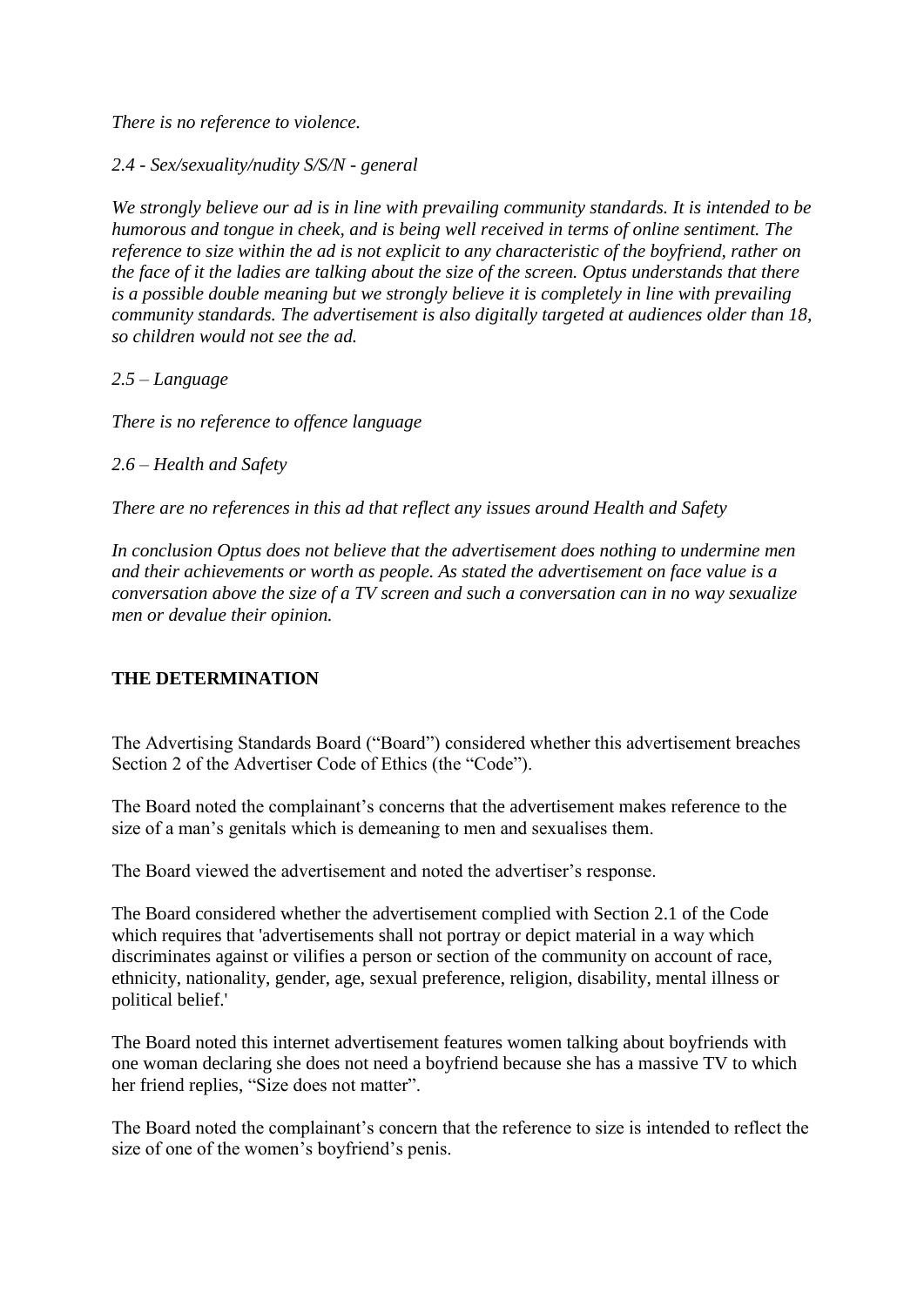*There is no reference to violence.*

*2.4 - Sex/sexuality/nudity S/S/N - general*

*We strongly believe our ad is in line with prevailing community standards. It is intended to be humorous and tongue in cheek, and is being well received in terms of online sentiment. The reference to size within the ad is not explicit to any characteristic of the boyfriend, rather on the face of it the ladies are talking about the size of the screen. Optus understands that there is a possible double meaning but we strongly believe it is completely in line with prevailing community standards. The advertisement is also digitally targeted at audiences older than 18, so children would not see the ad.*

*2.5 – Language*

*There is no reference to offence language*

*2.6 – Health and Safety*

*There are no references in this ad that reflect any issues around Health and Safety*

*In conclusion Optus does not believe that the advertisement does nothing to undermine men and their achievements or worth as people. As stated the advertisement on face value is a conversation above the size of a TV screen and such a conversation can in no way sexualize men or devalue their opinion.*

**THE DETERMINATION**

The Advertising Standards Board ("Board") considered whether this advertisement breaches Section 2 of the Advertiser Code of Ethics (the "Code").

The Board noted the complainant's concerns that the advertisement makes reference to the size of a man's genitals which is demeaning to men and sexualises them.

The Board viewed the advertisement and noted the advertiser's response.

The Board considered whether the advertisement complied with Section 2.1 of the Code which requires that 'advertisements shall not portray or depict material in a way which discriminates against or vilifies a person or section of the community on account of race, ethnicity, nationality, gender, age, sexual preference, religion, disability, mental illness or political belief.'

The Board noted this internet advertisement features women talking about boyfriends with one woman declaring she does not need a boyfriend because she has a massive TV to which her friend replies, "Size does not matter".

The Board noted the complainant's concern that the reference to size is intended to reflect the size of one of the women's boyfriend's penis.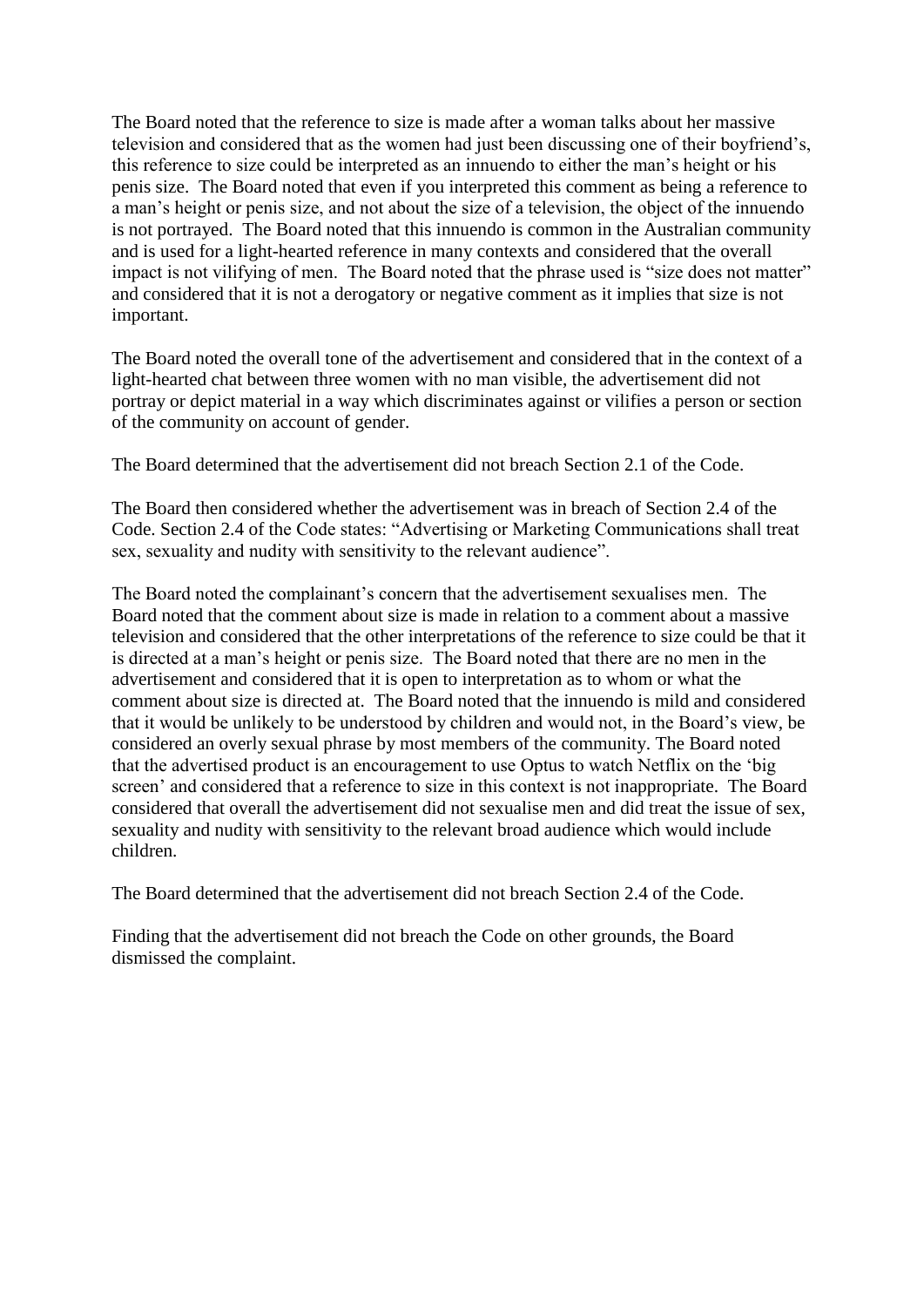The Board noted that the reference to size is made after a woman talks about her massive television and considered that as the women had just been discussing one of their boyfriend's, this reference to size could be interpreted as an innuendo to either the man's height or his penis size. The Board noted that even if you interpreted this comment as being a reference to a man's height or penis size, and not about the size of a television, the object of the innuendo is not portrayed. The Board noted that this innuendo is common in the Australian community and is used for a light-hearted reference in many contexts and considered that the overall impact is not vilifying of men. The Board noted that the phrase used is "size does not matter" and considered that it is not a derogatory or negative comment as it implies that size is not important.

The Board noted the overall tone of the advertisement and considered that in the context of a light-hearted chat between three women with no man visible, the advertisement did not portray or depict material in a way which discriminates against or vilifies a person or section of the community on account of gender.

The Board determined that the advertisement did not breach Section 2.1 of the Code.

The Board then considered whether the advertisement was in breach of Section 2.4 of the Code. Section 2.4 of the Code states: "Advertising or Marketing Communications shall treat sex, sexuality and nudity with sensitivity to the relevant audience".

The Board noted the complainant's concern that the advertisement sexualises men. The Board noted that the comment about size is made in relation to a comment about a massive television and considered that the other interpretations of the reference to size could be that it is directed at a man's height or penis size. The Board noted that there are no men in the advertisement and considered that it is open to interpretation as to whom or what the comment about size is directed at. The Board noted that the innuendo is mild and considered that it would be unlikely to be understood by children and would not, in the Board's view, be considered an overly sexual phrase by most members of the community. The Board noted that the advertised product is an encouragement to use Optus to watch Netflix on the 'big screen' and considered that a reference to size in this context is not inappropriate. The Board considered that overall the advertisement did not sexualise men and did treat the issue of sex, sexuality and nudity with sensitivity to the relevant broad audience which would include children.

The Board determined that the advertisement did not breach Section 2.4 of the Code.

Finding that the advertisement did not breach the Code on other grounds, the Board dismissed the complaint.